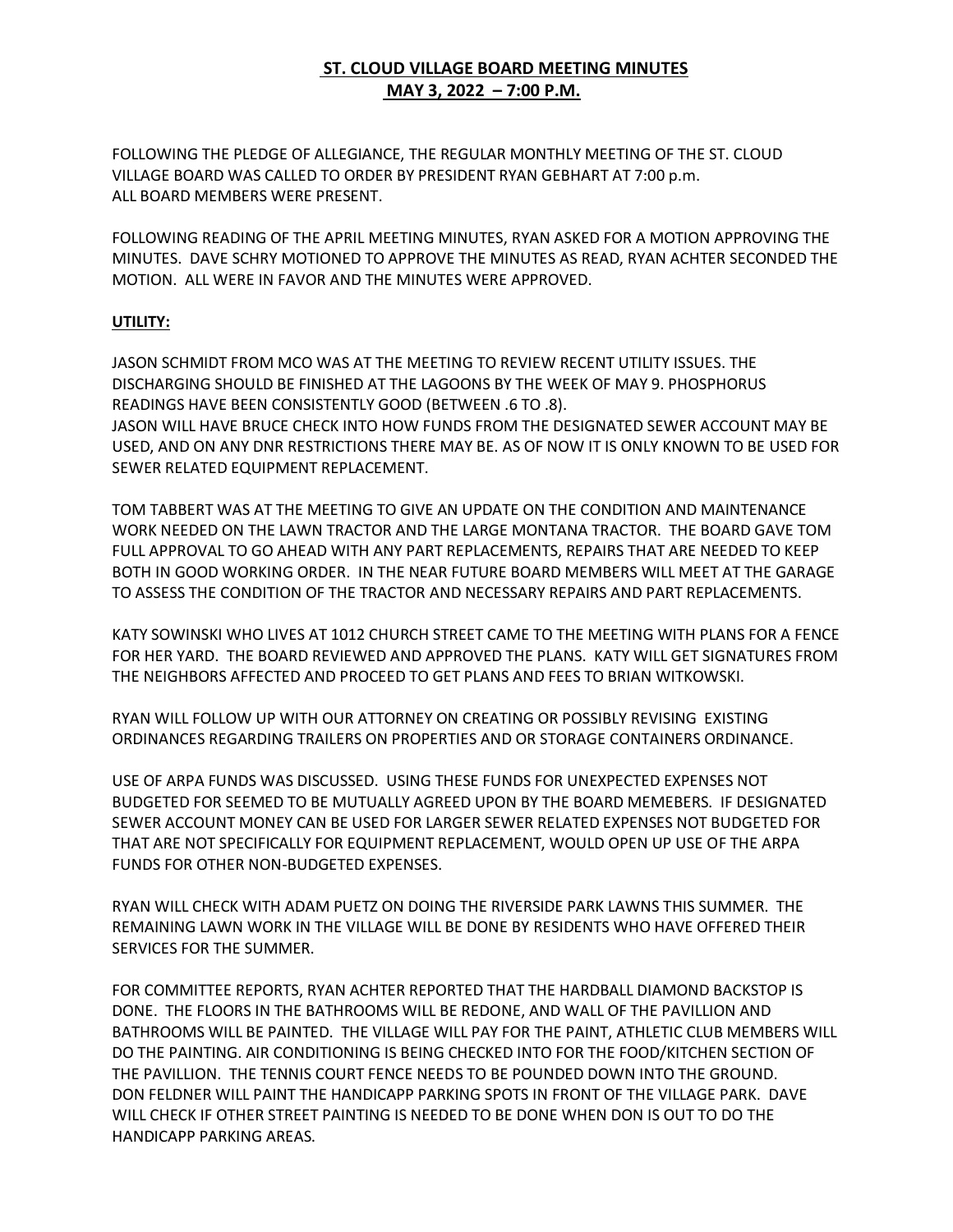# ST. CLOUD VILLAGE BOARD MEETING MINUTES
## MAY 3, 2022 – 7:00 P.M.

FOLLOWING THE PLEDGE OF ALLEGIANCE, THE REGULAR MONTHLY MEETING OF THE ST. CLOUD VILLAGE BOARD WAS CALLED TO ORDER BY PRESIDENT RYAN GEBHART AT 7:00 p.m. ALL BOARD MEMBERS WERE PRESENT.

FOLLOWING READING OF THE APRIL MEETING MINUTES, RYAN ASKED FOR A MOTION APPROVING THE MINUTES. DAVE SCHRY MOTIONED TO APPROVE THE MINUTES AS READ, RYAN ACHTER SECONDED THE MOTION. ALL WERE IN FAVOR AND THE MINUTES WERE APPROVED.

**UTILITY:**

JASON SCHMIDT FROM MCO WAS AT THE MEETING TO REVIEW RECENT UTILITY ISSUES. THE DISCHARGING SHOULD BE FINISHED AT THE LAGOONS BY THE WEEK OF MAY 9. PHOSPHORUS READINGS HAVE BEEN CONSISTENTLY GOOD (BETWEEN .6 TO .8).
JASON WILL HAVE BRUCE CHECK INTO HOW FUNDS FROM THE DESIGNATED SEWER ACCOUNT MAY BE USED, AND ON ANY DNR RESTRICTIONS THERE MAY BE. AS OF NOW IT IS ONLY KNOWN TO BE USED FOR SEWER RELATED EQUIPMENT REPLACEMENT.

TOM TABBERT WAS AT THE MEETING TO GIVE AN UPDATE ON THE CONDITION AND MAINTENANCE WORK NEEDED ON THE LAWN TRACTOR AND THE LARGE MONTANA TRACTOR. THE BOARD GAVE TOM FULL APPROVAL TO GO AHEAD WITH ANY PART REPLACEMENTS, REPAIRS THAT ARE NEEDED TO KEEP BOTH IN GOOD WORKING ORDER. IN THE NEAR FUTURE BOARD MEMBERS WILL MEET AT THE GARAGE TO ASSESS THE CONDITION OF THE TRACTOR AND NECESSARY REPAIRS AND PART REPLACEMENTS.

KATY SOWINSKI WHO LIVES AT 1012 CHURCH STREET CAME TO THE MEETING WITH PLANS FOR A FENCE FOR HER YARD. THE BOARD REVIEWED AND APPROVED THE PLANS. KATY WILL GET SIGNATURES FROM THE NEIGHBORS AFFECTED AND PROCEED TO GET PLANS AND FEES TO BRIAN WITKOWSKI.

RYAN WILL FOLLOW UP WITH OUR ATTORNEY ON CREATING OR POSSIBLY REVISING EXISTING ORDINANCES REGARDING TRAILERS ON PROPERTIES AND OR STORAGE CONTAINERS ORDINANCE.

USE OF ARPA FUNDS WAS DISCUSSED. USING THESE FUNDS FOR UNEXPECTED EXPENSES NOT BUDGETED FOR SEEMED TO BE MUTUALLY AGREED UPON BY THE BOARD MEMEBERS. IF DESIGNATED SEWER ACCOUNT MONEY CAN BE USED FOR LARGER SEWER RELATED EXPENSES NOT BUDGETED FOR THAT ARE NOT SPECIFICALLY FOR EQUIPMENT REPLACEMENT, WOULD OPEN UP USE OF THE ARPA FUNDS FOR OTHER NON-BUDGETED EXPENSES.

RYAN WILL CHECK WITH ADAM PUETZ ON DOING THE RIVERSIDE PARK LAWNS THIS SUMMER. THE REMAINING LAWN WORK IN THE VILLAGE WILL BE DONE BY RESIDENTS WHO HAVE OFFERED THEIR SERVICES FOR THE SUMMER.

FOR COMMITTEE REPORTS, RYAN ACHTER REPORTED THAT THE HARDBALL DIAMOND BACKSTOP IS DONE. THE FLOORS IN THE BATHROOMS WILL BE REDONE, AND WALL OF THE PAVILLION AND BATHROOMS WILL BE PAINTED. THE VILLAGE WILL PAY FOR THE PAINT, ATHLETIC CLUB MEMBERS WILL DO THE PAINTING. AIR CONDITIONING IS BEING CHECKED INTO FOR THE FOOD/KITCHEN SECTION OF THE PAVILLION. THE TENNIS COURT FENCE NEEDS TO BE POUNDED DOWN INTO THE GROUND.
DON FELDNER WILL PAINT THE HANDICAPP PARKING SPOTS IN FRONT OF THE VILLAGE PARK. DAVE WILL CHECK IF OTHER STREET PAINTING IS NEEDED TO BE DONE WHEN DON IS OUT TO DO THE HANDICAPP PARKING AREAS.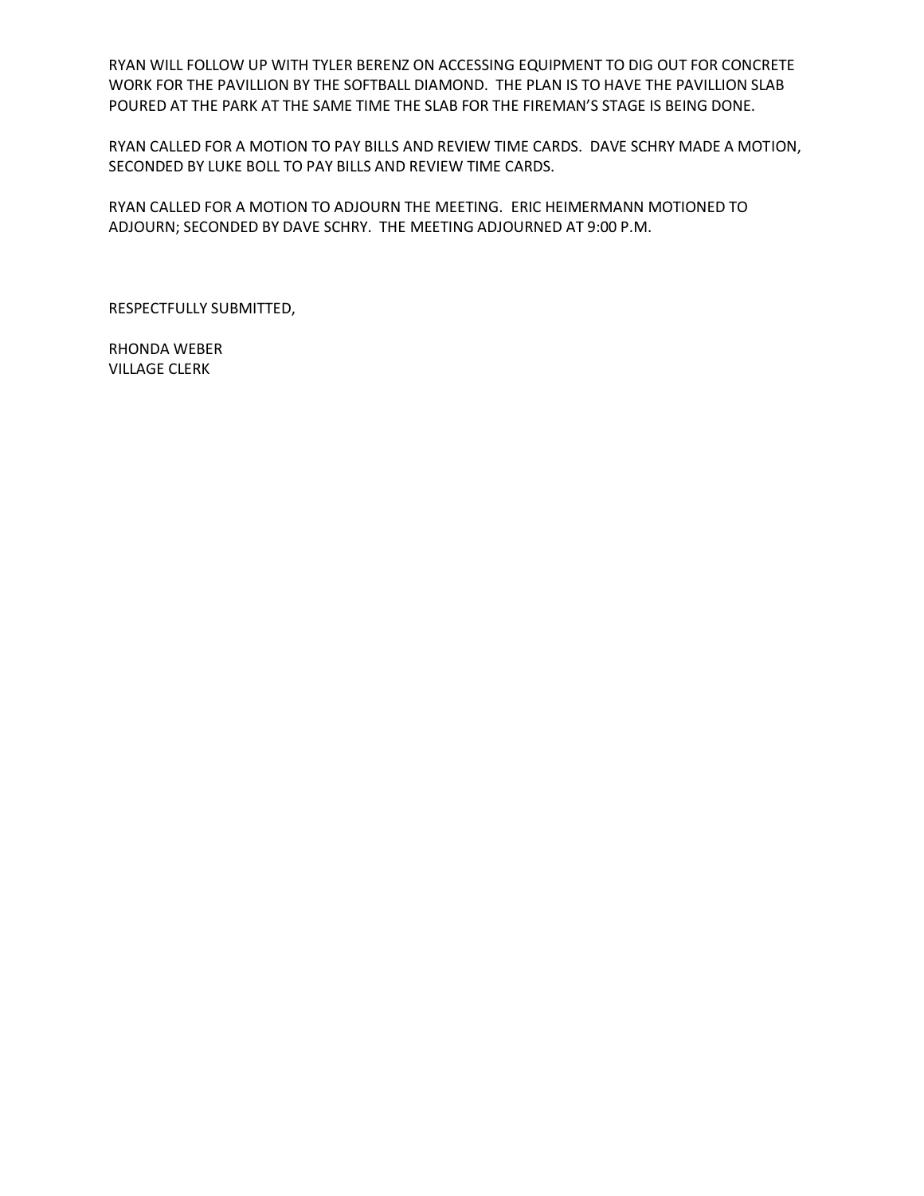RYAN WILL FOLLOW UP WITH TYLER BERENZ ON ACCESSING EQUIPMENT TO DIG OUT FOR CONCRETE WORK FOR THE PAVILLION BY THE SOFTBALL DIAMOND. THE PLAN IS TO HAVE THE PAVILLION SLAB POURED AT THE PARK AT THE SAME TIME THE SLAB FOR THE FIREMAN'S STAGE IS BEING DONE.

RYAN CALLED FOR A MOTION TO PAY BILLS AND REVIEW TIME CARDS. DAVE SCHRY MADE A MOTION, SECONDED BY LUKE BOLL TO PAY BILLS AND REVIEW TIME CARDS.

RYAN CALLED FOR A MOTION TO ADJOURN THE MEETING. ERIC HEIMERMANN MOTIONED TO ADJOURN; SECONDED BY DAVE SCHRY. THE MEETING ADJOURNED AT 9:00 P.M.

RESPECTFULLY SUBMITTED,

RHONDA WEBER
VILLAGE CLERK